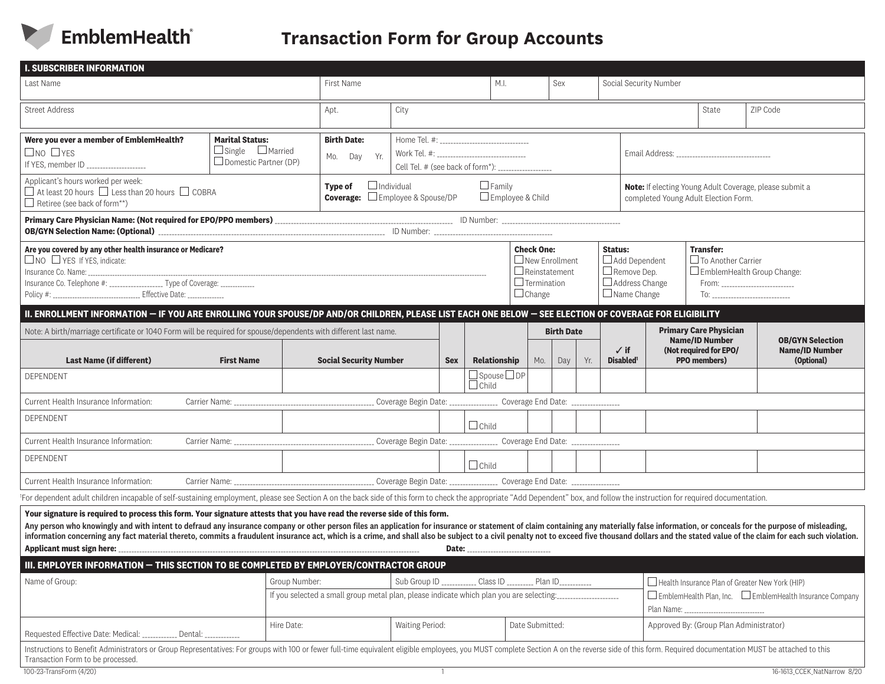# EmblemHealth®

# Transaction Form for Group Accounts

## I. SUBSCRIBER INFORMATION

| Last Name | First Name | M.I. | Sex | Social Security Number |
|---|---|---|---|---|
| | | | | |

| Street Address | Apt. | City | State | ZIP Code |
|---|---|---|---|---|
| | | | | |

**Were you ever a member of EmblemHealth?**
☐ NO ☐ YES
If YES, member ID ____________________

**Marital Status:**
☐ Single ☐ Married
☐ Domestic Partner (DP)

**Birth Date:**
Mo. Day Yr.

Home Tel. #: ______________________________
Work Tel. #: ______________________________
Cell Tel. # (see back of form*): _________________

Email Address: ________________________________

Applicant's hours worked per week:
☐ At least 20 hours ☐ Less than 20 hours ☐ COBRA
☐ Retiree (see back of form**)

**Type of Coverage:** ☐ Individual ☐ Employee & Spouse/DP ☐ Family ☐ Employee & Child

**Note:** If electing Young Adult Coverage, please submit a completed Young Adult Election Form.

**Primary Care Physician Name: (Not required for EPO/PPO members)** ______________________________ ID Number: ______________________________

**OB/GYN Selection Name: (Optional)** ______________________________ ID Number: ______________________________

**Are you covered by any other health insurance or Medicare?**
☐ NO ☐ YES If YES, indicate:
Insurance Co. Name: ____________________________________________
Insurance Co. Telephone #: _________________ Type of Coverage: ____________
Policy #: ______________________________ Effective Date: _____________

**Check One:**
☐ New Enrollment
☐ Reinstatement
☐ Termination
☐ Change

**Status:**
☐ Add Dependent
☐ Remove Dep.
☐ Address Change
☐ Name Change

**Transfer:**
☐ To Another Carrier
☐ EmblemHealth Group Change:
From: _________________________
To: ___________________________

## II. ENROLLMENT INFORMATION — IF YOU ARE ENROLLING YOUR SPOUSE/DP AND/OR CHILDREN, PLEASE LIST EACH ONE BELOW — SEE ELECTION OF COVERAGE FOR ELIGIBILITY

Note: A birth/marriage certificate or 1040 Form will be required for spouse/dependents with different last name.

| Last Name (if different) | First Name | Social Security Number | Sex | Relationship | Birth Date Mo. | Day | Yr. | ✓ if Disabled[1] | Primary Care Physician Name/ID Number (Not required for EPO/PPO members) | OB/GYN Selection Name/ID Number (Optional) |
|---|---|---|---|---|---|---|---|---|---|---|
| DEPENDENT | | | | ☐ Spouse ☐ DP ☐ Child | | | | | | |
| Current Health Insurance Information: Carrier Name: ______ Coverage Begin Date: ______ Coverage End Date: ______ | | | | | | | | | | |
| DEPENDENT | | | | ☐ Child | | | | | | |
| Current Health Insurance Information: Carrier Name: ______ Coverage Begin Date: ______ Coverage End Date: ______ | | | | | | | | | | |
| DEPENDENT | | | | ☐ Child | | | | | | |
| Current Health Insurance Information: Carrier Name: ______ Coverage Begin Date: ______ Coverage End Date: ______ | | | | | | | | | | |

[1] For dependent adult children incapable of self-sustaining employment, please see Section A on the back side of this form to check the appropriate "Add Dependent" box, and follow the instruction for required documentation.

**Your signature is required to process this form. Your signature attests that you have read the reverse side of this form.**

**Any person who knowingly and with intent to defraud any insurance company or other person files an application for insurance or statement of claim containing any materially false information, or conceals for the purpose of misleading, information concerning any fact material thereto, commits a fraudulent insurance act, which is a crime, and shall also be subject to a civil penalty not to exceed five thousand dollars and the stated value of the claim for each such violation.**

**Applicant must sign here:** ______________________________________________ **Date:** ___________________________

## III. EMPLOYER INFORMATION — THIS SECTION TO BE COMPLETED BY EMPLOYER/CONTRACTOR GROUP

Name of Group:

Group Number:

Sub Group ID ___________ Class ID ________ Plan ID__________

If you selected a small group metal plan, please indicate which plan you are selecting: _____________________

☐ Health Insurance Plan of Greater New York (HIP)
☐ EmblemHealth Plan, Inc. ☐ EmblemHealth Insurance Company
Plan Name: _____________________________

| Requested Effective Date: Medical: ___________ Dental: ___________ | Hire Date: | Waiting Period: | Date Submitted: | Approved By: (Group Plan Administrator) |
|---|---|---|---|---|
| | | | | |

Instructions to Benefit Administrators or Group Representatives: For groups with 100 or fewer full-time equivalent eligible employees, you MUST complete Section A on the reverse side of this form. Required documentation MUST be attached to this Transaction Form to be processed.

100-23-TransForm (4/20) 16-1613_CCEK_NatNarrow 8/20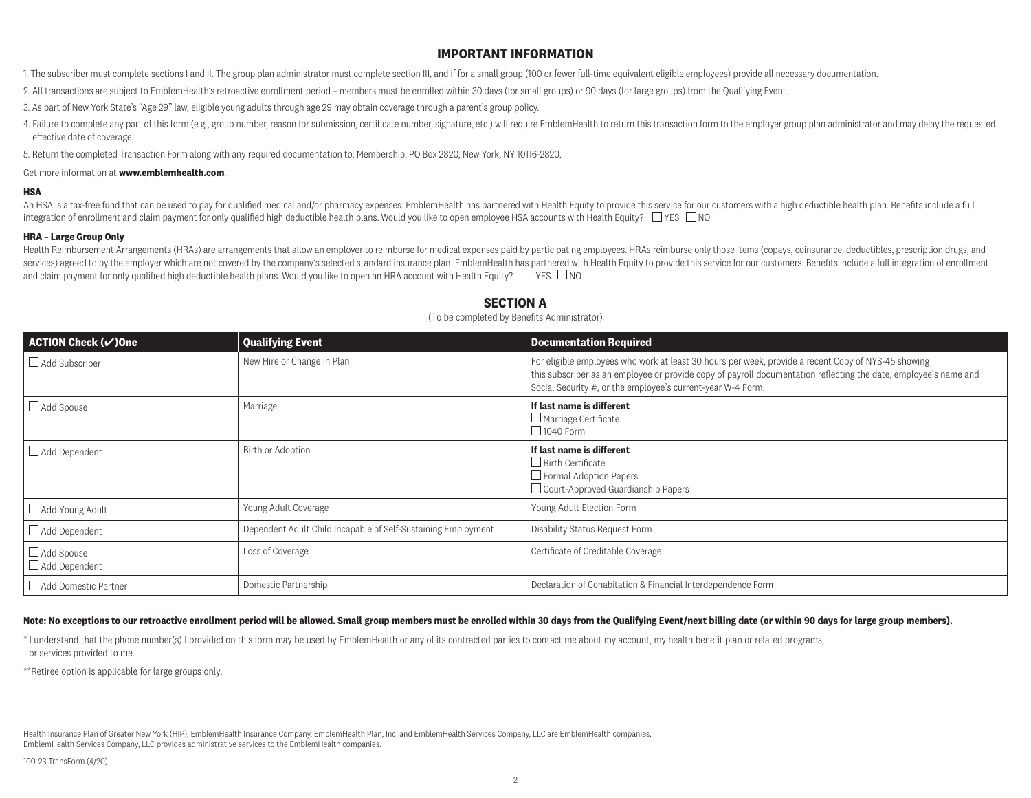## IMPORTANT INFORMATION

1. The subscriber must complete sections I and II. The group plan administrator must complete section III, and if for a small group (100 or fewer full-time equivalent eligible employees) provide all necessary documentation.
2. All transactions are subject to EmblemHealth's retroactive enrollment period – members must be enrolled within 30 days (for small groups) or 90 days (for large groups) from the Qualifying Event.
3. As part of New York State's "Age 29" law, eligible young adults through age 29 may obtain coverage through a parent's group policy.
4. Failure to complete any part of this form (e.g., group number, reason for submission, certificate number, signature, etc.) will require EmblemHealth to return this transaction form to the employer group plan administrator and may delay the requested effective date of coverage.
5. Return the completed Transaction Form along with any required documentation to: Membership, PO Box 2820, New York, NY 10116-2820.

Get more information at **www.emblemhealth.com**.

**HSA**

An HSA is a tax-free fund that can be used to pay for qualified medical and/or pharmacy expenses. EmblemHealth has partnered with Health Equity to provide this service for our customers with a high deductible health plan. Benefits include a full integration of enrollment and claim payment for only qualified high deductible health plans. Would you like to open employee HSA accounts with Health Equity? ☐ YES ☐ NO

**HRA – Large Group Only**

Health Reimbursement Arrangements (HRAs) are arrangements that allow an employer to reimburse for medical expenses paid by participating employees. HRAs reimburse only those items (copays, coinsurance, deductibles, prescription drugs, and services) agreed to by the employer which are not covered by the company's selected standard insurance plan. EmblemHealth has partnered with Health Equity to provide this service for our customers. Benefits include a full integration of enrollment and claim payment for only qualified high deductible health plans. Would you like to open an HRA account with Health Equity? ☐ YES ☐ NO

## SECTION A

(To be completed by Benefits Administrator)

| ACTION Check (✓)One | Qualifying Event | Documentation Required |
|---|---|---|
| ☐ Add Subscriber | New Hire or Change in Plan | For eligible employees who work at least 30 hours per week, provide a recent Copy of NYS-45 showing this subscriber as an employee or provide copy of payroll documentation reflecting the date, employee's name and Social Security #, or the employee's current-year W-4 Form. |
| ☐ Add Spouse | Marriage | **If last name is different**<br>☐ Marriage Certificate<br>☐ 1040 Form |
| ☐ Add Dependent | Birth or Adoption | **If last name is different**<br>☐ Birth Certificate<br>☐ Formal Adoption Papers<br>☐ Court-Approved Guardianship Papers |
| ☐ Add Young Adult | Young Adult Coverage | Young Adult Election Form |
| ☐ Add Dependent | Dependent Adult Child Incapable of Self-Sustaining Employment | Disability Status Request Form |
| ☐ Add Spouse<br>☐ Add Dependent | Loss of Coverage | Certificate of Creditable Coverage |
| ☐ Add Domestic Partner | Domestic Partnership | Declaration of Cohabitation & Financial Interdependence Form |

**Note: No exceptions to our retroactive enrollment period will be allowed. Small group members must be enrolled within 30 days from the Qualifying Event/next billing date (or within 90 days for large group members).**

\* I understand that the phone number(s) I provided on this form may be used by EmblemHealth or any of its contracted parties to contact me about my account, my health benefit plan or related programs, or services provided to me.

\*\*Retiree option is applicable for large groups only.

Health Insurance Plan of Greater New York (HIP), EmblemHealth Insurance Company, EmblemHealth Plan, Inc. and EmblemHealth Services Company, LLC are EmblemHealth companies.
EmblemHealth Services Company, LLC provides administrative services to the EmblemHealth companies.

100-23-TransForm (4/20)